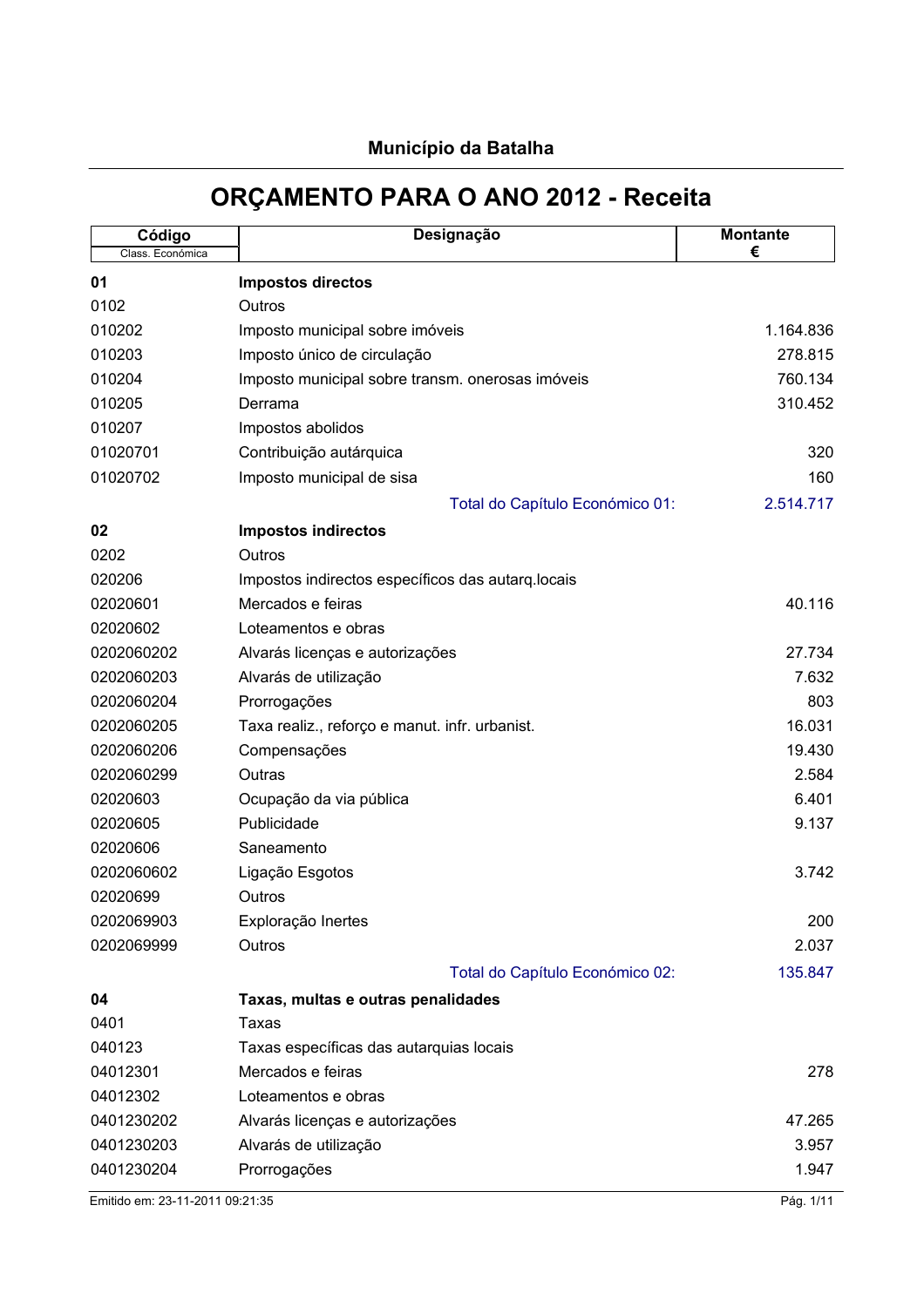## Município da Batalha

# ORÇAMENTO PARA O ANO 2012 - Receita

| Código<br>Class. Económica | Designação | Montante<br>€ |
|---|---|---|
| **01** | **Impostos directos** | |
| 0102 | Outros | |
| 010202 | Imposto municipal sobre imóveis | 1.164.836 |
| 010203 | Imposto único de circulação | 278.815 |
| 010204 | Imposto municipal sobre transm. onerosas imóveis | 760.134 |
| 010205 | Derrama | 310.452 |
| 010207 | Impostos abolidos | |
| 01020701 | Contribuição autárquica | 320 |
| 01020702 | Imposto municipal de sisa | 160 |
| | Total do Capítulo Económico 01: | 2.514.717 |
| **02** | **Impostos indirectos** | |
| 0202 | Outros | |
| 020206 | Impostos indirectos específicos das autarq.locais | |
| 02020601 | Mercados e feiras | 40.116 |
| 02020602 | Loteamentos e obras | |
| 0202060202 | Alvarás licenças e autorizações | 27.734 |
| 0202060203 | Alvarás de utilização | 7.632 |
| 0202060204 | Prorrogações | 803 |
| 0202060205 | Taxa realiz., reforço e manut. infr. urbanist. | 16.031 |
| 0202060206 | Compensações | 19.430 |
| 0202060299 | Outras | 2.584 |
| 02020603 | Ocupação da via pública | 6.401 |
| 02020605 | Publicidade | 9.137 |
| 02020606 | Saneamento | |
| 0202060602 | Ligação Esgotos | 3.742 |
| 02020699 | Outros | |
| 0202069903 | Exploração Inertes | 200 |
| 0202069999 | Outros | 2.037 |
| | Total do Capítulo Económico 02: | 135.847 |
| **04** | **Taxas, multas e outras penalidades** | |
| 0401 | Taxas | |
| 040123 | Taxas específicas das autarquias locais | |
| 04012301 | Mercados e feiras | 278 |
| 04012302 | Loteamentos e obras | |
| 0401230202 | Alvarás licenças e autorizações | 47.265 |
| 0401230203 | Alvarás de utilização | 3.957 |
| 0401230204 | Prorrogações | 1.947 |

Emitido em: 23-11-2011 09:21:35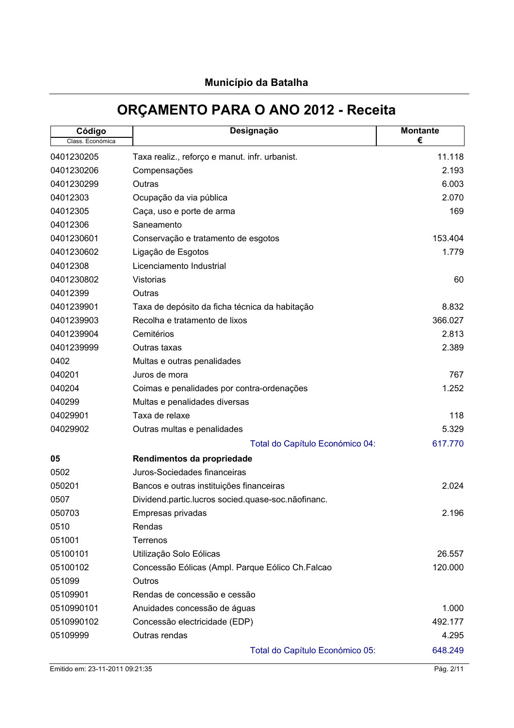**Município da Batalha**

# ORÇAMENTO PARA O ANO 2012 - Receita

| Código<br>Class. Económica | Designação | Montante<br>€ |
|---|---|---|
| 0401230205 | Taxa realiz., reforço e manut. infr. urbanist. | 11.118 |
| 0401230206 | Compensações | 2.193 |
| 0401230299 | Outras | 6.003 |
| 04012303 | Ocupação da via pública | 2.070 |
| 04012305 | Caça, uso e porte de arma | 169 |
| 04012306 | Saneamento | |
| 0401230601 | Conservação e tratamento de esgotos | 153.404 |
| 0401230602 | Ligação de Esgotos | 1.779 |
| 04012308 | Licenciamento Industrial | |
| 0401230802 | Vistorias | 60 |
| 04012399 | Outras | |
| 0401239901 | Taxa de depósito da ficha técnica da habitação | 8.832 |
| 0401239903 | Recolha e tratamento de lixos | 366.027 |
| 0401239904 | Cemitérios | 2.813 |
| 0401239999 | Outras taxas | 2.389 |
| 0402 | Multas e outras penalidades | |
| 040201 | Juros de mora | 767 |
| 040204 | Coimas e penalidades por contra-ordenações | 1.252 |
| 040299 | Multas e penalidades diversas | |
| 04029901 | Taxa de relaxe | 118 |
| 04029902 | Outras multas e penalidades | 5.329 |
| | Total do Capítulo Económico 04: | 617.770 |
| **05** | **Rendimentos da propriedade** | |
| 0502 | Juros-Sociedades financeiras | |
| 050201 | Bancos e outras instituições financeiras | 2.024 |
| 0507 | Dividend.partic.lucros socied.quase-soc.nãofinanc. | |
| 050703 | Empresas privadas | 2.196 |
| 0510 | Rendas | |
| 051001 | Terrenos | |
| 05100101 | Utilização Solo Eólicas | 26.557 |
| 05100102 | Concessão Eólicas (Ampl. Parque Eólico Ch.Falcao | 120.000 |
| 051099 | Outros | |
| 05109901 | Rendas de concessão e cessão | |
| 0510990101 | Anuidades concessão de águas | 1.000 |
| 0510990102 | Concessão electricidade (EDP) | 492.177 |
| 05109999 | Outras rendas | 4.295 |
| | Total do Capítulo Económico 05: | 648.249 |

Emitido em: 23-11-2011 09:21:35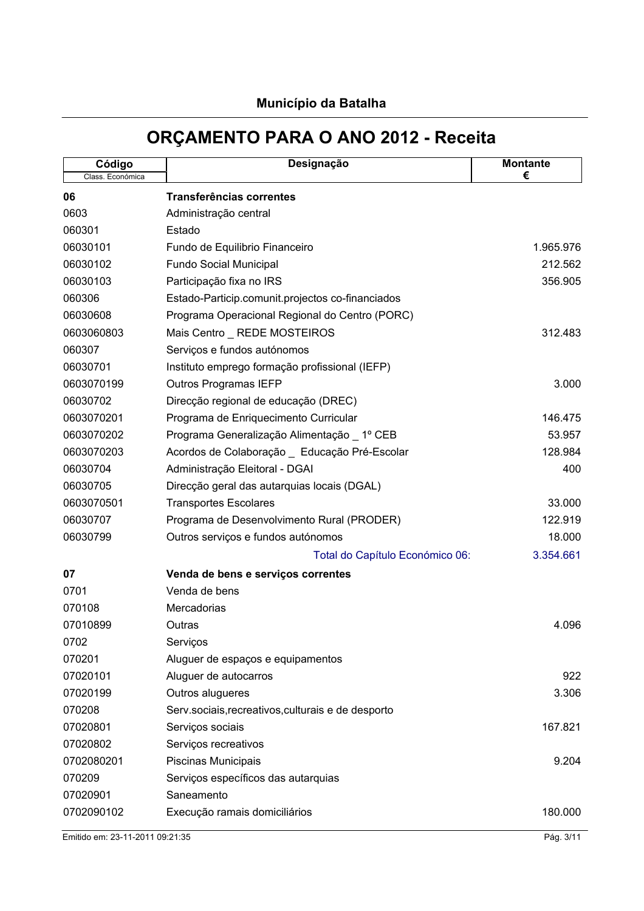## Município da Batalha

# ORÇAMENTO PARA O ANO 2012 - Receita

| Código<br>Class. Económica | Designação | Montante<br>€ |
|---|---|---|
| **06** | **Transferências correntes** | |
| 0603 | Administração central | |
| 060301 | Estado | |
| 06030101 | Fundo de Equilibrio Financeiro | 1.965.976 |
| 06030102 | Fundo Social Municipal | 212.562 |
| 06030103 | Participação fixa no IRS | 356.905 |
| 060306 | Estado-Particip.comunit.projectos co-financiados | |
| 06030608 | Programa Operacional Regional do Centro (PORC) | |
| 0603060803 | Mais Centro _ REDE MOSTEIROS | 312.483 |
| 060307 | Serviços e fundos autónomos | |
| 06030701 | Instituto emprego formação profissional (IEFP) | |
| 0603070199 | Outros Programas IEFP | 3.000 |
| 06030702 | Direcção regional de educação (DREC) | |
| 0603070201 | Programa de Enriquecimento Curricular | 146.475 |
| 0603070202 | Programa Generalização Alimentação _ 1º CEB | 53.957 |
| 0603070203 | Acordos de Colaboração _ Educação Pré-Escolar | 128.984 |
| 06030704 | Administração Eleitoral - DGAI | 400 |
| 06030705 | Direcção geral das autarquias locais (DGAL) | |
| 0603070501 | Transportes Escolares | 33.000 |
| 06030707 | Programa de Desenvolvimento Rural (PRODER) | 122.919 |
| 06030799 | Outros serviços e fundos autónomos | 18.000 |
| | Total do Capítulo Económico 06: | 3.354.661 |
| **07** | **Venda de bens e serviços correntes** | |
| 0701 | Venda de bens | |
| 070108 | Mercadorias | |
| 07010899 | Outras | 4.096 |
| 0702 | Serviços | |
| 070201 | Aluguer de espaços e equipamentos | |
| 07020101 | Aluguer de autocarros | 922 |
| 07020199 | Outros alugueres | 3.306 |
| 070208 | Serv.sociais,recreativos,culturais e de desporto | |
| 07020801 | Serviços sociais | 167.821 |
| 07020802 | Serviços recreativos | |
| 0702080201 | Piscinas Municipais | 9.204 |
| 070209 | Serviços específicos das autarquias | |
| 07020901 | Saneamento | |
| 0702090102 | Execução ramais domiciliários | 180.000 |

Emitido em: 23-11-2011 09:21:35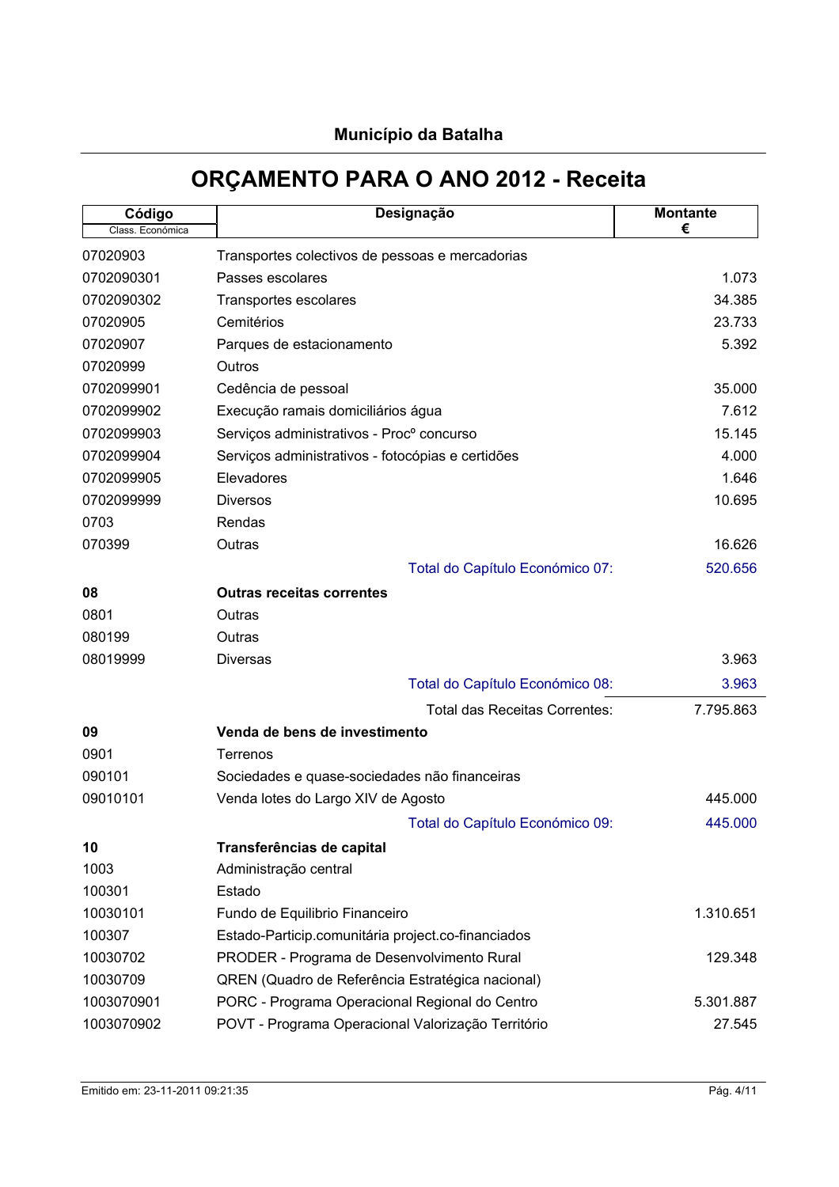## Município da Batalha

# ORÇAMENTO PARA O ANO 2012 - Receita

| Código<br>Class. Económica | Designação | Montante<br>€ |
|---|---|---|
| 07020903 | Transportes colectivos de pessoas e mercadorias | |
| 0702090301 | Passes escolares | 1.073 |
| 0702090302 | Transportes escolares | 34.385 |
| 07020905 | Cemitérios | 23.733 |
| 07020907 | Parques de estacionamento | 5.392 |
| 07020999 | Outros | |
| 0702099901 | Cedência de pessoal | 35.000 |
| 0702099902 | Execução ramais domiciliários água | 7.612 |
| 0702099903 | Serviços administrativos - Procº concurso | 15.145 |
| 0702099904 | Serviços administrativos - fotocópias e certidões | 4.000 |
| 0702099905 | Elevadores | 1.646 |
| 0702099999 | Diversos | 10.695 |
| 0703 | Rendas | |
| 070399 | Outras | 16.626 |
| | Total do Capítulo Económico 07: | 520.656 |
| **08** | **Outras receitas correntes** | |
| 0801 | Outras | |
| 080199 | Outras | |
| 08019999 | Diversas | 3.963 |
| | Total do Capítulo Económico 08: | 3.963 |
| | Total das Receitas Correntes: | 7.795.863 |
| **09** | **Venda de bens de investimento** | |
| 0901 | Terrenos | |
| 090101 | Sociedades e quase-sociedades não financeiras | |
| 09010101 | Venda lotes do Largo XIV de Agosto | 445.000 |
| | Total do Capítulo Económico 09: | 445.000 |
| **10** | **Transferências de capital** | |
| 1003 | Administração central | |
| 100301 | Estado | |
| 10030101 | Fundo de Equilibrio Financeiro | 1.310.651 |
| 100307 | Estado-Particip.comunitária project.co-financiados | |
| 10030702 | PRODER - Programa de Desenvolvimento Rural | 129.348 |
| 10030709 | QREN (Quadro de Referência Estratégica nacional) | |
| 1003070901 | PORC - Programa Operacional Regional do Centro | 5.301.887 |
| 1003070902 | POVT - Programa Operacional Valorização Território | 27.545 |

Emitido em: 23-11-2011 09:21:35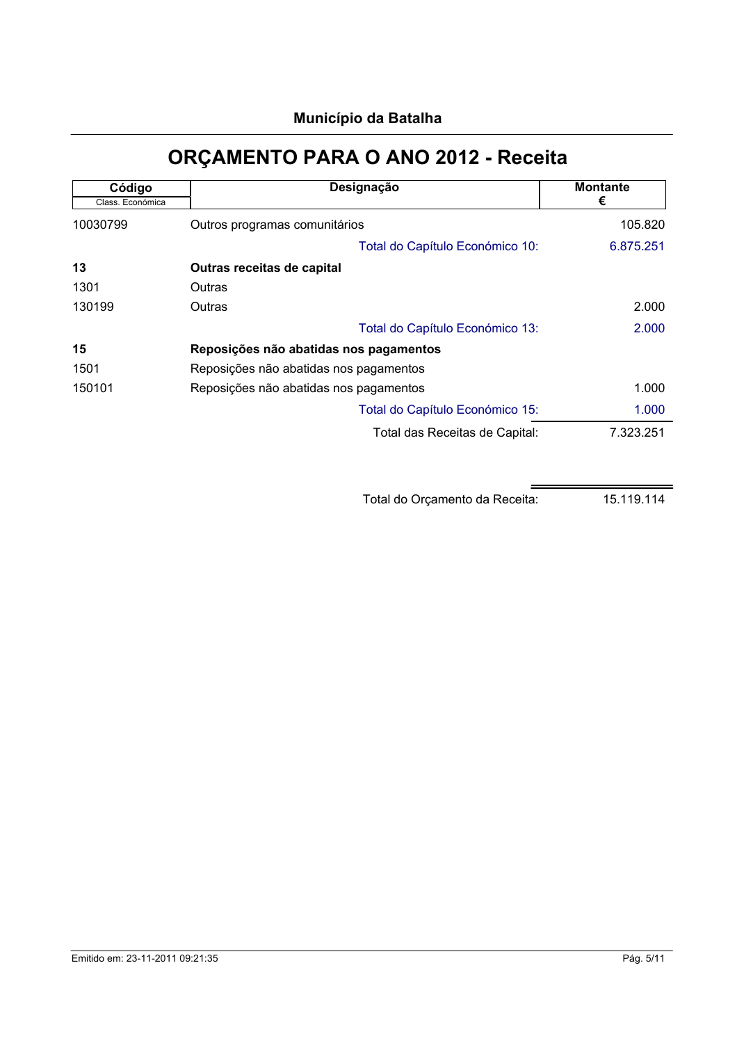## Município da Batalha

# ORÇAMENTO PARA O ANO 2012 - Receita

| Código<br>Class. Económica | Designação | Montante<br>€ |
|---|---|---|
| 10030799 | Outros programas comunitários | 105.820 |
| | Total do Capítulo Económico 10: | 6.875.251 |
| **13** | **Outras receitas de capital** | |
| 1301 | Outras | |
| 130199 | Outras | 2.000 |
| | Total do Capítulo Económico 13: | 2.000 |
| **15** | **Reposições não abatidas nos pagamentos** | |
| 1501 | Reposições não abatidas nos pagamentos | |
| 150101 | Reposições não abatidas nos pagamentos | 1.000 |
| | Total do Capítulo Económico 15: | 1.000 |
| | Total das Receitas de Capital: | 7.323.251 |
| | Total do Orçamento da Receita: | 15.119.114 |

Emitido em: 23-11-2011 09:21:35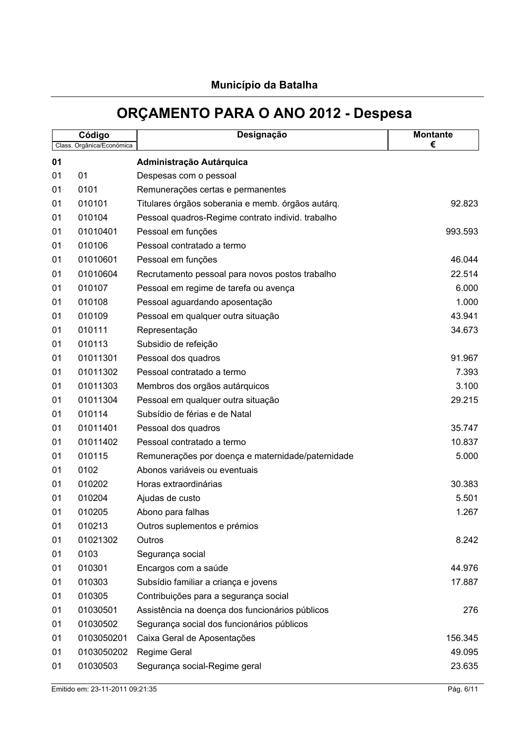## Município da Batalha

# ORÇAMENTO PARA O ANO 2012 - Despesa

| Código<br>Class. Orgânica/Económica | | Designação | Montante<br>€ |
|---|---|---|---|
| **01** | | **Administração Autárquica** | |
| 01 | 01 | Despesas com o pessoal | |
| 01 | 0101 | Remunerações certas e permanentes | |
| 01 | 010101 | Titulares órgãos soberania e memb. órgãos autárq. | 92.823 |
| 01 | 010104 | Pessoal quadros-Regime contrato individ. trabalho | |
| 01 | 01010401 | Pessoal em funções | 993.593 |
| 01 | 010106 | Pessoal contratado a termo | |
| 01 | 01010601 | Pessoal em funções | 46.044 |
| 01 | 01010604 | Recrutamento pessoal para novos postos trabalho | 22.514 |
| 01 | 010107 | Pessoal em regime de tarefa ou avença | 6.000 |
| 01 | 010108 | Pessoal aguardando aposentação | 1.000 |
| 01 | 010109 | Pessoal em qualquer outra situação | 43.941 |
| 01 | 010111 | Representação | 34.673 |
| 01 | 010113 | Subsidio de refeição | |
| 01 | 01011301 | Pessoal dos quadros | 91.967 |
| 01 | 01011302 | Pessoal contratado a termo | 7.393 |
| 01 | 01011303 | Membros dos orgãos autárquicos | 3.100 |
| 01 | 01011304 | Pessoal em qualquer outra situação | 29.215 |
| 01 | 010114 | Subsídio de férias e de Natal | |
| 01 | 01011401 | Pessoal dos quadros | 35.747 |
| 01 | 01011402 | Pessoal contratado a termo | 10.837 |
| 01 | 010115 | Remunerações por doença e maternidade/paternidade | 5.000 |
| 01 | 0102 | Abonos variáveis ou eventuais | |
| 01 | 010202 | Horas extraordinárias | 30.383 |
| 01 | 010204 | Ajudas de custo | 5.501 |
| 01 | 010205 | Abono para falhas | 1.267 |
| 01 | 010213 | Outros suplementos e prémios | |
| 01 | 01021302 | Outros | 8.242 |
| 01 | 0103 | Segurança social | |
| 01 | 010301 | Encargos com a saúde | 44.976 |
| 01 | 010303 | Subsídio familiar a criança e jovens | 17.887 |
| 01 | 010305 | Contribuições para a segurança social | |
| 01 | 01030501 | Assistência na doença dos funcionários públicos | 276 |
| 01 | 01030502 | Segurança social dos funcionários públicos | |
| 01 | 0103050201 | Caixa Geral de Aposentações | 156.345 |
| 01 | 0103050202 | Regime Geral | 49.095 |
| 01 | 01030503 | Segurança social-Regime geral | 23.635 |

Emitido em: 23-11-2011 09:21:35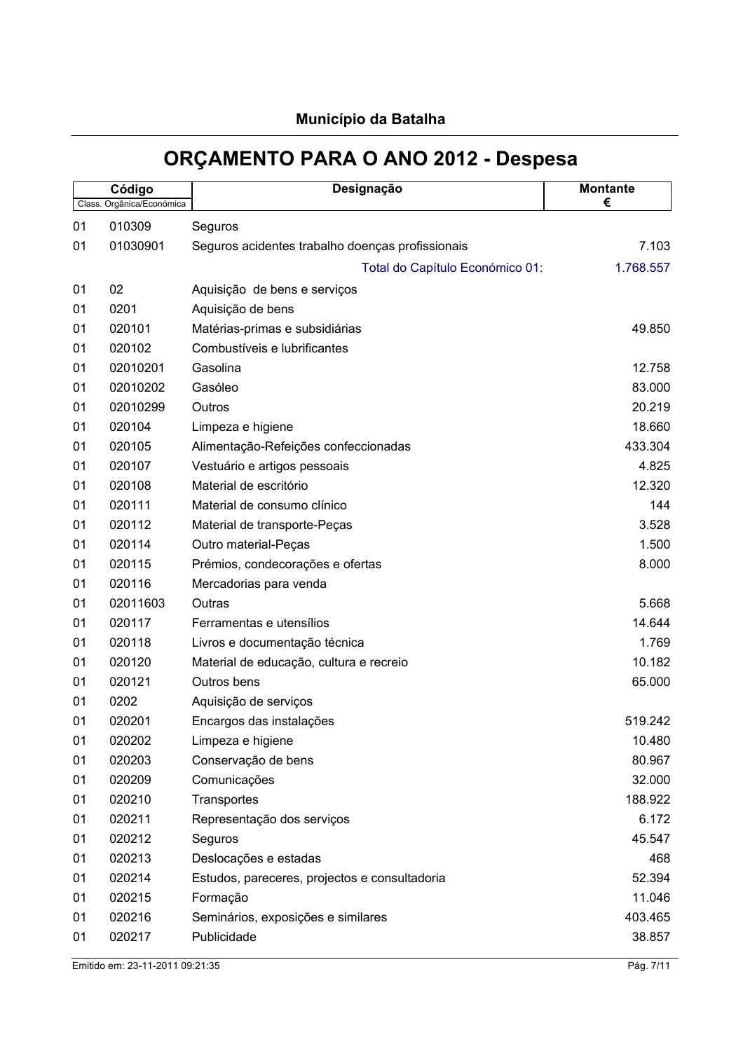## Município da Batalha

# ORÇAMENTO PARA O ANO 2012 - Despesa

| Código | | Designação | Montante |
|---|---|---|---|
| Class. Orgânica/Económica | | | € |
| 01 | 010309 | Seguros | |
| 01 | 01030901 | Seguros acidentes trabalho doenças profissionais | 7.103 |
| | | Total do Capítulo Económico 01: | 1.768.557 |
| 01 | 02 | Aquisição de bens e serviços | |
| 01 | 0201 | Aquisição de bens | |
| 01 | 020101 | Matérias-primas e subsidiárias | 49.850 |
| 01 | 020102 | Combustíveis e lubrificantes | |
| 01 | 02010201 | Gasolina | 12.758 |
| 01 | 02010202 | Gasóleo | 83.000 |
| 01 | 02010299 | Outros | 20.219 |
| 01 | 020104 | Limpeza e higiene | 18.660 |
| 01 | 020105 | Alimentação-Refeições confeccionadas | 433.304 |
| 01 | 020107 | Vestuário e artigos pessoais | 4.825 |
| 01 | 020108 | Material de escritório | 12.320 |
| 01 | 020111 | Material de consumo clínico | 144 |
| 01 | 020112 | Material de transporte-Peças | 3.528 |
| 01 | 020114 | Outro material-Peças | 1.500 |
| 01 | 020115 | Prémios, condecorações e ofertas | 8.000 |
| 01 | 020116 | Mercadorias para venda | |
| 01 | 02011603 | Outras | 5.668 |
| 01 | 020117 | Ferramentas e utensílios | 14.644 |
| 01 | 020118 | Livros e documentação técnica | 1.769 |
| 01 | 020120 | Material de educação, cultura e recreio | 10.182 |
| 01 | 020121 | Outros bens | 65.000 |
| 01 | 0202 | Aquisição de serviços | |
| 01 | 020201 | Encargos das instalações | 519.242 |
| 01 | 020202 | Limpeza e higiene | 10.480 |
| 01 | 020203 | Conservação de bens | 80.967 |
| 01 | 020209 | Comunicações | 32.000 |
| 01 | 020210 | Transportes | 188.922 |
| 01 | 020211 | Representação dos serviços | 6.172 |
| 01 | 020212 | Seguros | 45.547 |
| 01 | 020213 | Deslocações e estadas | 468 |
| 01 | 020214 | Estudos, pareceres, projectos e consultadoria | 52.394 |
| 01 | 020215 | Formação | 11.046 |
| 01 | 020216 | Seminários, exposições e similares | 403.465 |
| 01 | 020217 | Publicidade | 38.857 |

Emitido em: 23-11-2011 09:21:35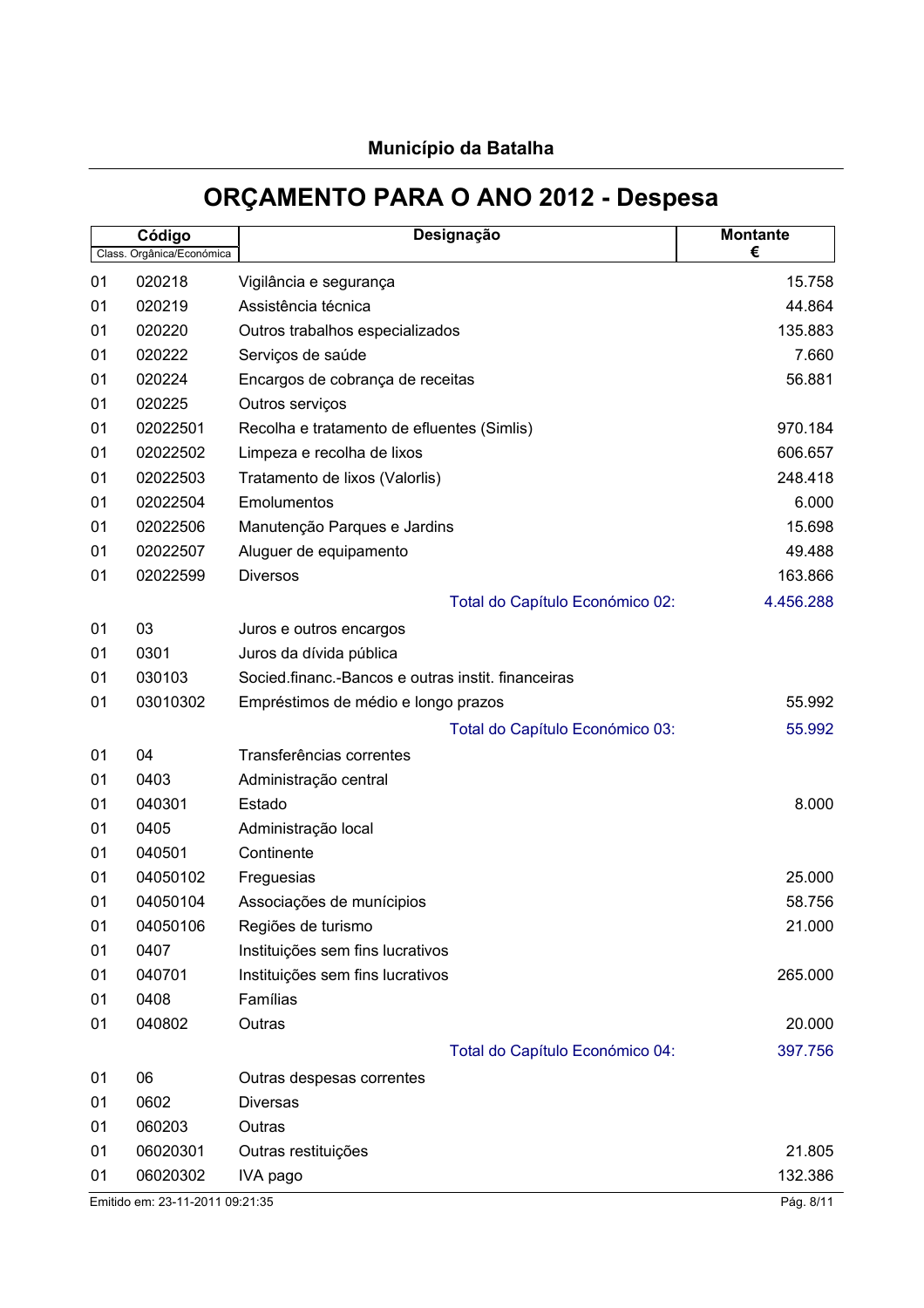## Município da Batalha

# ORÇAMENTO PARA O ANO 2012 - Despesa

| Código<br>Class. Orgânica/Económica | | Designação | Montante<br>€ |
|---|---|---|---|
| 01 | 020218 | Vigilância e segurança | 15.758 |
| 01 | 020219 | Assistência técnica | 44.864 |
| 01 | 020220 | Outros trabalhos especializados | 135.883 |
| 01 | 020222 | Serviços de saúde | 7.660 |
| 01 | 020224 | Encargos de cobrança de receitas | 56.881 |
| 01 | 020225 | Outros serviços | |
| 01 | 02022501 | Recolha e tratamento de efluentes (Simlis) | 970.184 |
| 01 | 02022502 | Limpeza e recolha de lixos | 606.657 |
| 01 | 02022503 | Tratamento de lixos (Valorlis) | 248.418 |
| 01 | 02022504 | Emolumentos | 6.000 |
| 01 | 02022506 | Manutenção Parques e Jardins | 15.698 |
| 01 | 02022507 | Aluguer de equipamento | 49.488 |
| 01 | 02022599 | Diversos | 163.866 |
| | | Total do Capítulo Económico 02: | 4.456.288 |
| 01 | 03 | Juros e outros encargos | |
| 01 | 0301 | Juros da dívida pública | |
| 01 | 030103 | Socied.financ.-Bancos e outras instit. financeiras | |
| 01 | 03010302 | Empréstimos de médio e longo prazos | 55.992 |
| | | Total do Capítulo Económico 03: | 55.992 |
| 01 | 04 | Transferências correntes | |
| 01 | 0403 | Administração central | |
| 01 | 040301 | Estado | 8.000 |
| 01 | 0405 | Administração local | |
| 01 | 040501 | Continente | |
| 01 | 04050102 | Freguesias | 25.000 |
| 01 | 04050104 | Associações de munícipios | 58.756 |
| 01 | 04050106 | Regiões de turismo | 21.000 |
| 01 | 0407 | Instituições sem fins lucrativos | |
| 01 | 040701 | Instituições sem fins lucrativos | 265.000 |
| 01 | 0408 | Famílias | |
| 01 | 040802 | Outras | 20.000 |
| | | Total do Capítulo Económico 04: | 397.756 |
| 01 | 06 | Outras despesas correntes | |
| 01 | 0602 | Diversas | |
| 01 | 060203 | Outras | |
| 01 | 06020301 | Outras restituições | 21.805 |
| 01 | 06020302 | IVA pago | 132.386 |

Emitido em: 23-11-2011 09:21:35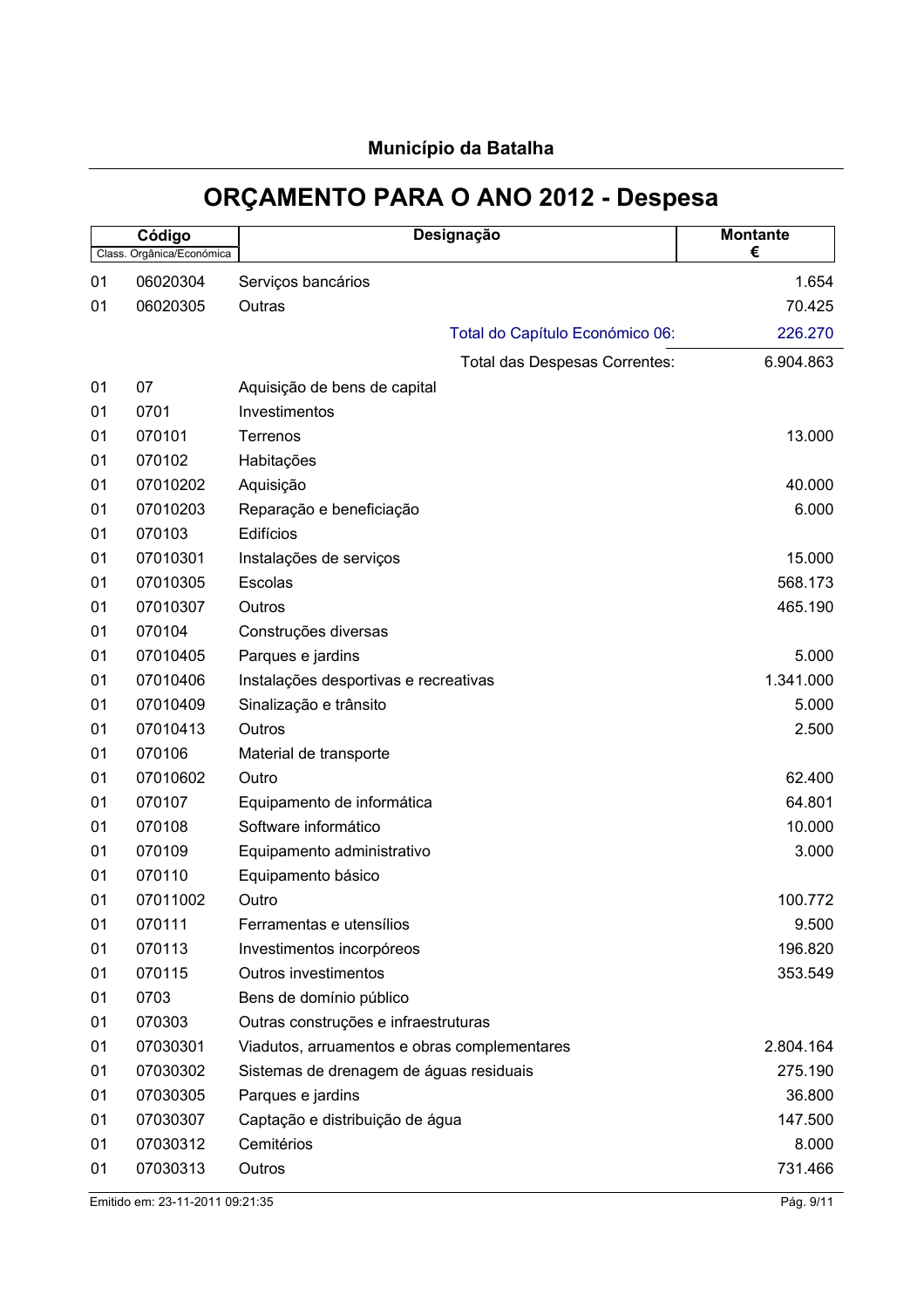## Município da Batalha

# ORÇAMENTO PARA O ANO 2012 - Despesa

| Código Class. Orgânica | Económica | Designação | Montante € |
|---|---|---|---|
| 01 | 06020304 | Serviços bancários | 1.654 |
| 01 | 06020305 | Outras | 70.425 |
| | | Total do Capítulo Económico 06: | 226.270 |
| | | Total das Despesas Correntes: | 6.904.863 |
| 01 | 07 | Aquisição de bens de capital | |
| 01 | 0701 | Investimentos | |
| 01 | 070101 | Terrenos | 13.000 |
| 01 | 070102 | Habitações | |
| 01 | 07010202 | Aquisição | 40.000 |
| 01 | 07010203 | Reparação e beneficiação | 6.000 |
| 01 | 070103 | Edifícios | |
| 01 | 07010301 | Instalações de serviços | 15.000 |
| 01 | 07010305 | Escolas | 568.173 |
| 01 | 07010307 | Outros | 465.190 |
| 01 | 070104 | Construções diversas | |
| 01 | 07010405 | Parques e jardins | 5.000 |
| 01 | 07010406 | Instalações desportivas e recreativas | 1.341.000 |
| 01 | 07010409 | Sinalização e trânsito | 5.000 |
| 01 | 07010413 | Outros | 2.500 |
| 01 | 070106 | Material de transporte | |
| 01 | 07010602 | Outro | 62.400 |
| 01 | 070107 | Equipamento de informática | 64.801 |
| 01 | 070108 | Software informático | 10.000 |
| 01 | 070109 | Equipamento administrativo | 3.000 |
| 01 | 070110 | Equipamento básico | |
| 01 | 07011002 | Outro | 100.772 |
| 01 | 070111 | Ferramentas e utensílios | 9.500 |
| 01 | 070113 | Investimentos incorpóreos | 196.820 |
| 01 | 070115 | Outros investimentos | 353.549 |
| 01 | 0703 | Bens de domínio público | |
| 01 | 070303 | Outras construções e infraestruturas | |
| 01 | 07030301 | Viadutos, arruamentos e obras complementares | 2.804.164 |
| 01 | 07030302 | Sistemas de drenagem de águas residuais | 275.190 |
| 01 | 07030305 | Parques e jardins | 36.800 |
| 01 | 07030307 | Captação e distribuição de água | 147.500 |
| 01 | 07030312 | Cemitérios | 8.000 |
| 01 | 07030313 | Outros | 731.466 |

Emitido em: 23-11-2011 09:21:35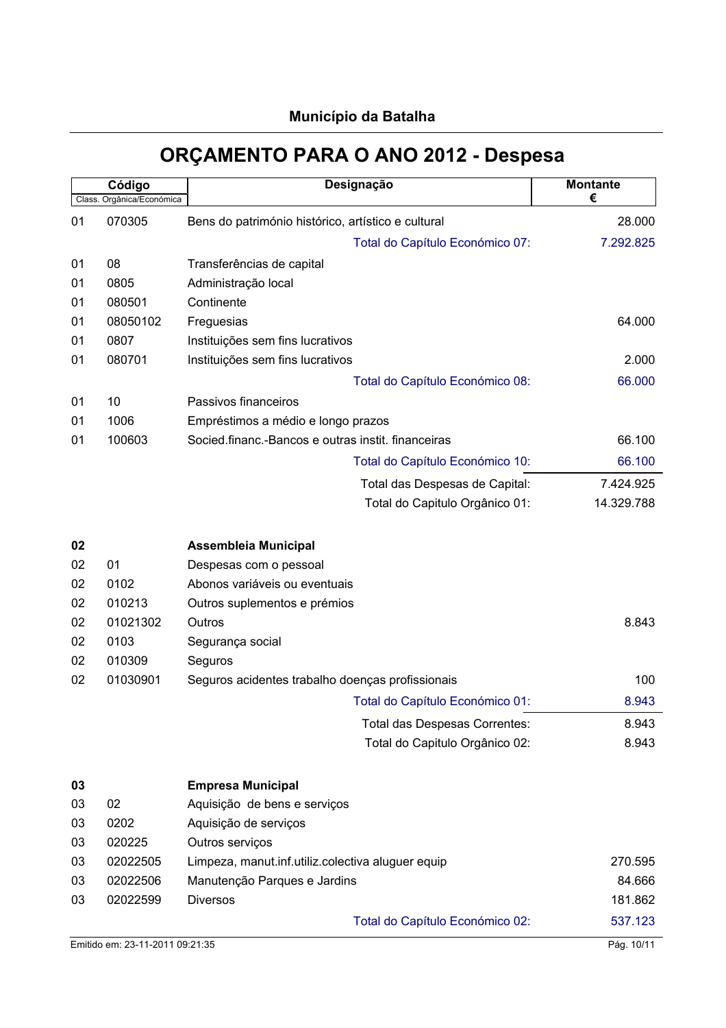## Município da Batalha

# ORÇAMENTO PARA O ANO 2012 - Despesa

| Código Class. Orgânica | Económica | Designação | Montante € |
|---|---|---|---|
| 01 | 070305 | Bens do património histórico, artístico e cultural | 28.000 |
| | | Total do Capítulo Económico 07: | 7.292.825 |
| 01 | 08 | Transferências de capital | |
| 01 | 0805 | Administração local | |
| 01 | 080501 | Continente | |
| 01 | 08050102 | Freguesias | 64.000 |
| 01 | 0807 | Instituições sem fins lucrativos | |
| 01 | 080701 | Instituições sem fins lucrativos | 2.000 |
| | | Total do Capítulo Económico 08: | 66.000 |
| 01 | 10 | Passivos financeiros | |
| 01 | 1006 | Empréstimos a médio e longo prazos | |
| 01 | 100603 | Socied.financ.-Bancos e outras instit. financeiras | 66.100 |
| | | Total do Capítulo Económico 10: | 66.100 |
| | | Total das Despesas de Capital: | 7.424.925 |
| | | Total do Capitulo Orgânico 01: | 14.329.788 |
| **02** | | **Assembleia Municipal** | |
| 02 | 01 | Despesas com o pessoal | |
| 02 | 0102 | Abonos variáveis ou eventuais | |
| 02 | 010213 | Outros suplementos e prémios | |
| 02 | 01021302 | Outros | 8.843 |
| 02 | 0103 | Segurança social | |
| 02 | 010309 | Seguros | |
| 02 | 01030901 | Seguros acidentes trabalho doenças profissionais | 100 |
| | | Total do Capítulo Económico 01: | 8.943 |
| | | Total das Despesas Correntes: | 8.943 |
| | | Total do Capitulo Orgânico 02: | 8.943 |
| **03** | | **Empresa Municipal** | |
| 03 | 02 | Aquisição de bens e serviços | |
| 03 | 0202 | Aquisição de serviços | |
| 03 | 020225 | Outros serviços | |
| 03 | 02022505 | Limpeza, manut.inf.utiliz.colectiva aluguer equip | 270.595 |
| 03 | 02022506 | Manutenção Parques e Jardins | 84.666 |
| 03 | 02022599 | Diversos | 181.862 |
| | | Total do Capítulo Económico 02: | 537.123 |

Emitido em: 23-11-2011 09:21:35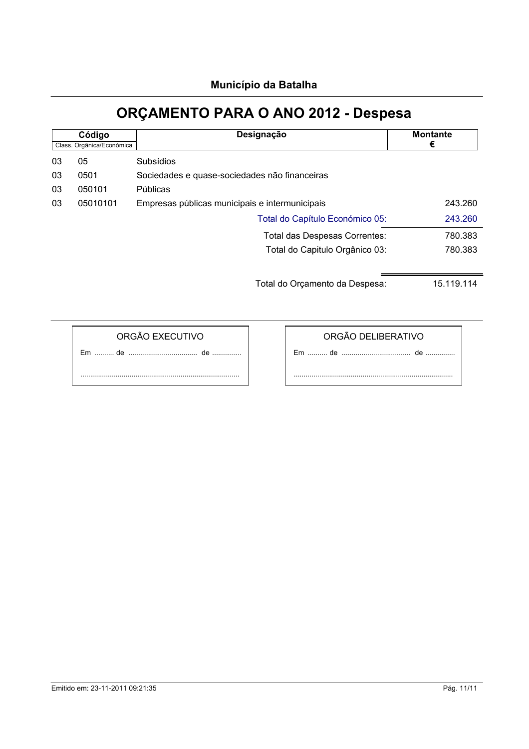## Município da Batalha

# ORÇAMENTO PARA O ANO 2012 - Despesa

| Código | | Designação | Montante |
|---|---|---|---|
| Class. Orgânica/Económica | | | € |
| 03 | 05 | Subsídios | |
| 03 | 0501 | Sociedades e quase-sociedades não financeiras | |
| 03 | 050101 | Públicas | |
| 03 | 05010101 | Empresas públicas municipais e intermunicipais | 243.260 |
| | | Total do Capítulo Económico 05: | 243.260 |
| | | Total das Despesas Correntes: | 780.383 |
| | | Total do Capitulo Orgânico 03: | 780.383 |
| | | Total do Orçamento da Despesa: | 15.119.114 |

ORGÃO EXECUTIVO

Em .......... de ................................... de ..............

................................................................................

ORGÃO DELIBERATIVO

Em .......... de ................................... de ..............

................................................................................

Emitido em: 23-11-2011 09:21:35